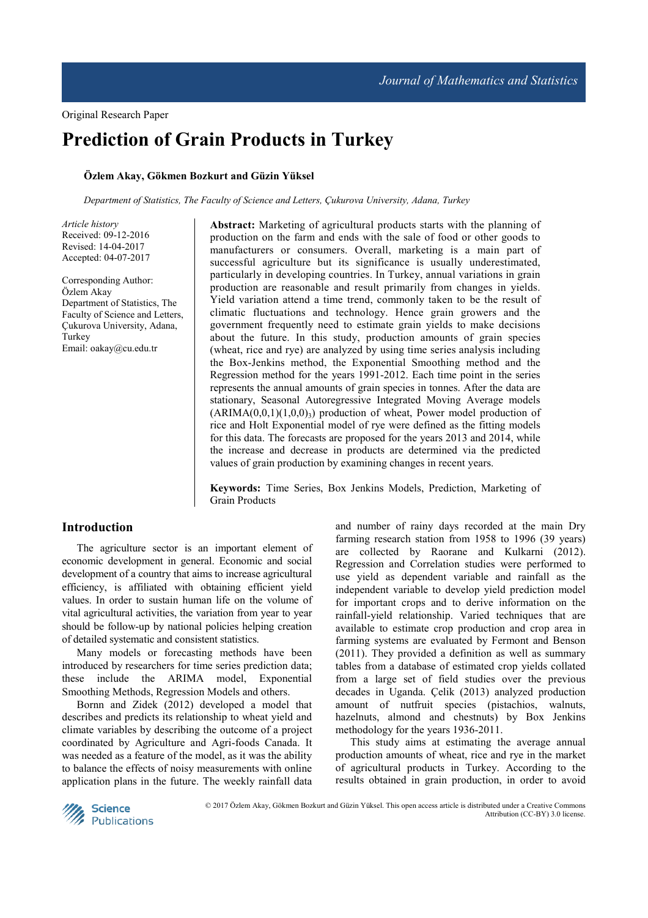Original Research Paper

# Prediction of Grain Products in Turkey

**Özlem Akay, Gökmen Bozkurt and Güzin Yüksel**

*Department of Statistics, The Faculty of Science and Letters, Çukurova University, Adana, Turkey*

*Article history*
Received: 09-12-2016
Revised: 14-04-2017
Accepted: 04-07-2017

Corresponding Author:
Özlem Akay
Department of Statistics, The Faculty of Science and Letters, Çukurova University, Adana, Turkey
Email: oakay@cu.edu.tr

**Abstract:** Marketing of agricultural products starts with the planning of production on the farm and ends with the sale of food or other goods to manufacturers or consumers. Overall, marketing is a main part of successful agriculture but its significance is usually underestimated, particularly in developing countries. In Turkey, annual variations in grain production are reasonable and result primarily from changes in yields. Yield variation attend a time trend, commonly taken to be the result of climatic fluctuations and technology. Hence grain growers and the government frequently need to estimate grain yields to make decisions about the future. In this study, production amounts of grain species (wheat, rice and rye) are analyzed by using time series analysis including the Box-Jenkins method, the Exponential Smoothing method and the Regression method for the years 1991-2012. Each time point in the series represents the annual amounts of grain species in tonnes. After the data are stationary, Seasonal Autoregressive Integrated Moving Average models (ARIMA$(0,0,1)(1,0,0)_3$) production of wheat, Power model production of rice and Holt Exponential model of rye were defined as the fitting models for this data. The forecasts are proposed for the years 2013 and 2014, while the increase and decrease in products are determined via the predicted values of grain production by examining changes in recent years.

**Keywords:** Time Series, Box Jenkins Models, Prediction, Marketing of Grain Products

## Introduction

The agriculture sector is an important element of economic development in general. Economic and social development of a country that aims to increase agricultural efficiency, is affiliated with obtaining efficient yield values. In order to sustain human life on the volume of vital agricultural activities, the variation from year to year should be follow-up by national policies helping creation of detailed systematic and consistent statistics.

Many models or forecasting methods have been introduced by researchers for time series prediction data; these include the ARIMA model, Exponential Smoothing Methods, Regression Models and others.

Bornn and Zidek (2012) developed a model that describes and predicts its relationship to wheat yield and climate variables by describing the outcome of a project coordinated by Agriculture and Agri-foods Canada. It was needed as a feature of the model, as it was the ability to balance the effects of noisy measurements with online application plans in the future. The weekly rainfall data and number of rainy days recorded at the main Dry farming research station from 1958 to 1996 (39 years) are collected by Raorane and Kulkarni (2012). Regression and Correlation studies were performed to use yield as dependent variable and rainfall as the independent variable to develop yield prediction model for important crops and to derive information on the rainfall-yield relationship. Varied techniques that are available to estimate crop production and crop area in farming systems are evaluated by Fermont and Benson (2011). They provided a definition as well as summary tables from a database of estimated crop yields collated from a large set of field studies over the previous decades in Uganda. Çelik (2013) analyzed production amount of nutfruit species (pistachios, walnuts, hazelnuts, almond and chestnuts) by Box Jenkins methodology for the years 1936-2011.

This study aims at estimating the average annual production amounts of wheat, rice and rye in the market of agricultural products in Turkey. According to the results obtained in grain production, in order to avoid

© 2017 Özlem Akay, Gökmen Bozkurt and Güzin Yüksel. This open access article is distributed under a Creative Commons Attribution (CC-BY) 3.0 license.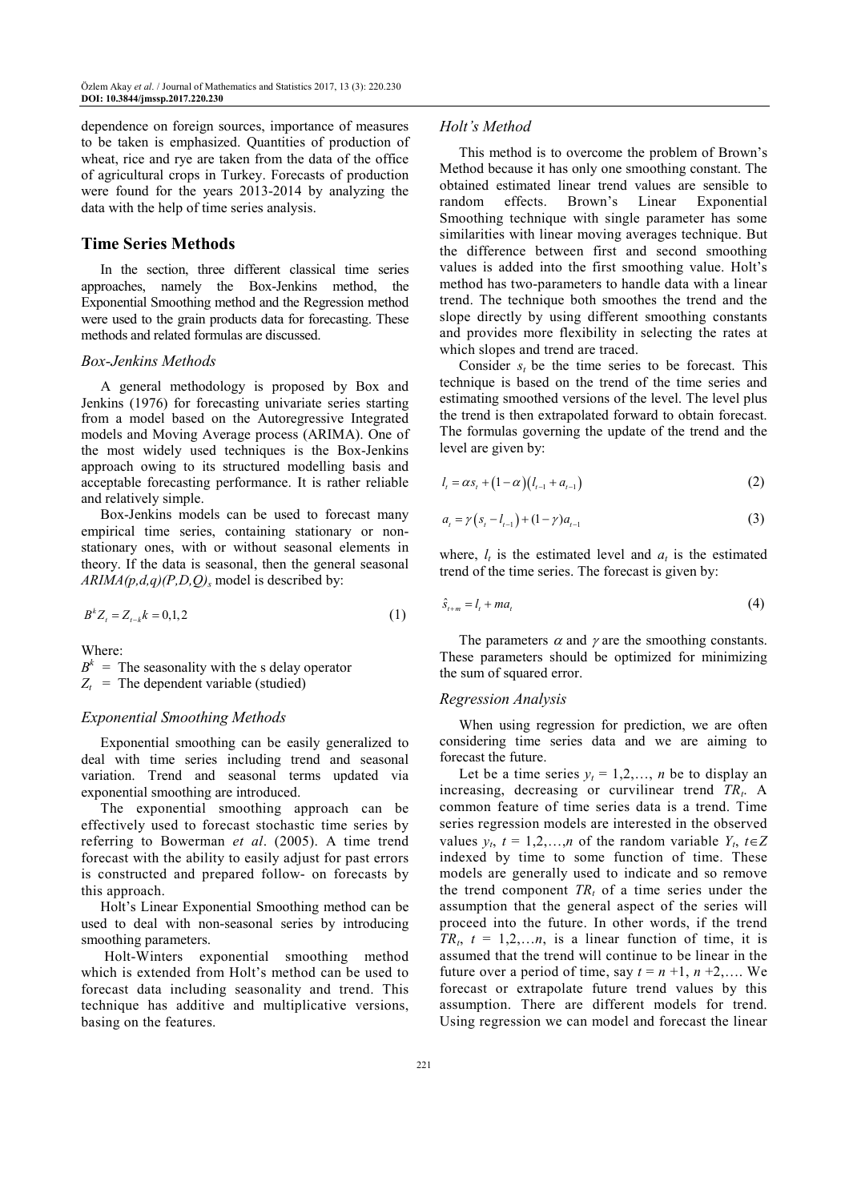dependence on foreign sources, importance of measures to be taken is emphasized. Quantities of production of wheat, rice and rye are taken from the data of the office of agricultural crops in Turkey. Forecasts of production were found for the years 2013-2014 by analyzing the data with the help of time series analysis.

## Time Series Methods

In the section, three different classical time series approaches, namely the Box-Jenkins method, the Exponential Smoothing method and the Regression method were used to the grain products data for forecasting. These methods and related formulas are discussed.

### *Box-Jenkins Methods*

A general methodology is proposed by Box and Jenkins (1976) for forecasting univariate series starting from a model based on the Autoregressive Integrated models and Moving Average process (ARIMA). One of the most widely used techniques is the Box-Jenkins approach owing to its structured modelling basis and acceptable forecasting performance. It is rather reliable and relatively simple.

Box-Jenkins models can be used to forecast many empirical time series, containing stationary or non-stationary ones, with or without seasonal elements in theory. If the data is seasonal, then the general seasonal $ARIMA(p,d,q)(P,D,Q)_s$ model is described by:

$$B^k Z_t = Z_{t-k} k = 0,1,2 \tag{1}$$

Where:

$B^k$ = The seasonality with the s delay operator
$Z_t$ = The dependent variable (studied)

### *Exponential Smoothing Methods*

Exponential smoothing can be easily generalized to deal with time series including trend and seasonal variation. Trend and seasonal terms updated via exponential smoothing are introduced.

The exponential smoothing approach can be effectively used to forecast stochastic time series by referring to Bowerman *et al*. (2005). A time trend forecast with the ability to easily adjust for past errors is constructed and prepared follow- on forecasts by this approach.

Holt's Linear Exponential Smoothing method can be used to deal with non-seasonal series by introducing smoothing parameters.

Holt-Winters exponential smoothing method which is extended from Holt's method can be used to forecast data including seasonality and trend. This technique has additive and multiplicative versions, basing on the features.

### *Holt's Method*

This method is to overcome the problem of Brown's Method because it has only one smoothing constant. The obtained estimated linear trend values are sensible to random effects. Brown's Linear Exponential Smoothing technique with single parameter has some similarities with linear moving averages technique. But the difference between first and second smoothing values is added into the first smoothing value. Holt's method has two-parameters to handle data with a linear trend. The technique both smoothes the trend and the slope directly by using different smoothing constants and provides more flexibility in selecting the rates at which slopes and trend are traced.

Consider $s_t$ be the time series to be forecast. This technique is based on the trend of the time series and estimating smoothed versions of the level. The level plus the trend is then extrapolated forward to obtain forecast. The formulas governing the update of the trend and the level are given by:

$$l_t = \alpha s_t + (1-\alpha)(l_{t-1} + a_{t-1}) \tag{2}$$

$$a_t = \gamma (s_t - l_{t-1}) + (1-\gamma) a_{t-1} \tag{3}$$

where, $l_t$ is the estimated level and $a_t$ is the estimated trend of the time series. The forecast is given by:

$$\hat{s}_{t+m} = l_t + m a_t \tag{4}$$

The parameters $\alpha$ and $\gamma$ are the smoothing constants. These parameters should be optimized for minimizing the sum of squared error.

### *Regression Analysis*

When using regression for prediction, we are often considering time series data and we are aiming to forecast the future.

Let be a time series $y_t = 1,2,\ldots, n$ be to display an increasing, decreasing or curvilinear trend $TR_t$. A common feature of time series data is a trend. Time series regression models are interested in the observed values $y_t$, $t = 1,2,\ldots,n$ of the random variable $Y_t$, $t \in Z$ indexed by time to some function of time. These models are generally used to indicate and so remove the trend component $TR_t$ of a time series under the assumption that the general aspect of the series will proceed into the future. In other words, if the trend $TR_t$, $t = 1,2,\ldots n$, is a linear function of time, it is assumed that the trend will continue to be linear in the future over a period of time, say $t = n+1, n+2,\ldots$. We forecast or extrapolate future trend values by this assumption. There are different models for trend. Using regression we can model and forecast the linear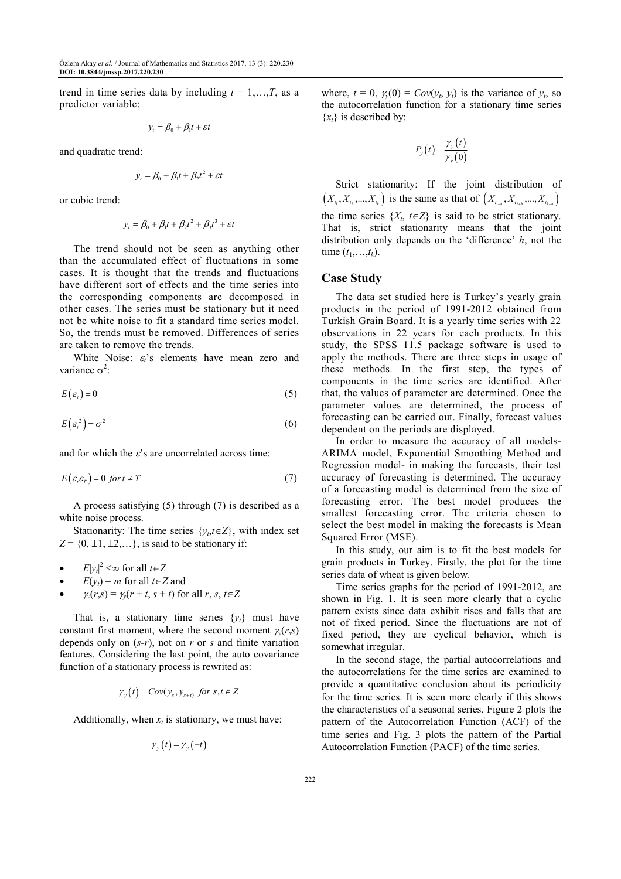trend in time series data by including $t = 1,\ldots,T$, as a predictor variable:

$$y_t = \beta_0 + \beta_1 t + \varepsilon t$$

and quadratic trend:

$$y_t = \beta_0 + \beta_1 t + \beta_2 t^2 + \varepsilon t$$

or cubic trend:

$$y_t = \beta_0 + \beta_1 t + \beta_2 t^2 + \beta_3 t^3 + \varepsilon t$$

The trend should not be seen as anything other than the accumulated effect of fluctuations in some cases. It is thought that the trends and fluctuations have different sort of effects and the time series into the corresponding components are decomposed in other cases. The series must be stationary but it need not be white noise to fit a standard time series model. So, the trends must be removed. Differences of series are taken to remove the trends.

White Noise: $\varepsilon_t$'s elements have mean zero and variance $\sigma^2$:

$$E(\varepsilon_t) = 0 \tag{5}$$

$$E(\varepsilon_t^{\,2}) = \sigma^2 \tag{6}$$

and for which the $\varepsilon$'s are uncorrelated across time:

$$E(\varepsilon_t \varepsilon_T) = 0 \;\; for\, t \neq T \tag{7}$$

A process satisfying (5) through (7) is described as a white noise process.

Stationarity: The time series $\{y_t, t \in Z\}$, with index set $Z = \{0, \pm 1, \pm 2, \ldots\}$, is said to be stationary if:

- $E|y_t|^2 < \infty$ for all $t \in Z$
- $E(y_t) = m$ for all $t \in Z$ and
- $\gamma_y(r,s) = \gamma_y(r + t, s + t)$ for all $r, s, t \in Z$

That is, a stationary time series $\{y_t\}$ must have constant first moment, where the second moment $\gamma_y(r,s)$ depends only on $(s-r)$, not on $r$ or $s$ and finite variation features. Considering the last point, the auto covariance function of a stationary process is rewrited as:

$$\gamma_y(t) = Cov(y_s, y_{s+t}) \;\; for \;\, s,t \in Z$$

Additionally, when $x_t$ is stationary, we must have:

$$\gamma_y(t) = \gamma_y(-t)$$

where, $t = 0$, $\gamma_y(0) = Cov(y_t, y_t)$ is the variance of $y_t$, so the autocorrelation function for a stationary time series $\{x_t\}$ is described by:

$$P_y(t) = \frac{\gamma_y(t)}{\gamma_y(0)}$$

Strict stationarity: If the joint distribution of $(X_{t_1}, X_{t_2}, \ldots, X_{t_k})$ is the same as that of $(X_{t_{1+h}}, X_{t_{2+h}}, \ldots, X_{t_{k+h}})$ the time series $\{X_t, t \in Z\}$ is said to be strict stationary. That is, strict stationarity means that the joint distribution only depends on the 'difference' $h$, not the time $(t_1,\ldots,t_k)$.

## Case Study

The data set studied here is Turkey's yearly grain products in the period of 1991-2012 obtained from Turkish Grain Board. It is a yearly time series with 22 observations in 22 years for each products. In this study, the SPSS 11.5 package software is used to apply the methods. There are three steps in usage of these methods. In the first step, the types of components in the time series are identified. After that, the values of parameter are determined. Once the parameter values are determined, the process of forecasting can be carried out. Finally, forecast values dependent on the periods are displayed.

In order to measure the accuracy of all models- ARIMA model, Exponential Smoothing Method and Regression model- in making the forecasts, their test accuracy of forecasting is determined. The accuracy of a forecasting model is determined from the size of forecasting error. The best model produces the smallest forecasting error. The criteria chosen to select the best model in making the forecasts is Mean Squared Error (MSE).

In this study, our aim is to fit the best models for grain products in Turkey. Firstly, the plot for the time series data of wheat is given below.

Time series graphs for the period of 1991-2012, are shown in Fig. 1. It is seen more clearly that a cyclic pattern exists since data exhibit rises and falls that are not of fixed period. Since the fluctuations are not of fixed period, they are cyclical behavior, which is somewhat irregular.

In the second stage, the partial autocorrelations and the autocorrelations for the time series are examined to provide a quantitative conclusion about its periodicity for the time series. It is seen more clearly if this shows the characteristics of a seasonal series. Figure 2 plots the pattern of the Autocorrelation Function (ACF) of the time series and Fig. 3 plots the pattern of the Partial Autocorrelation Function (PACF) of the time series.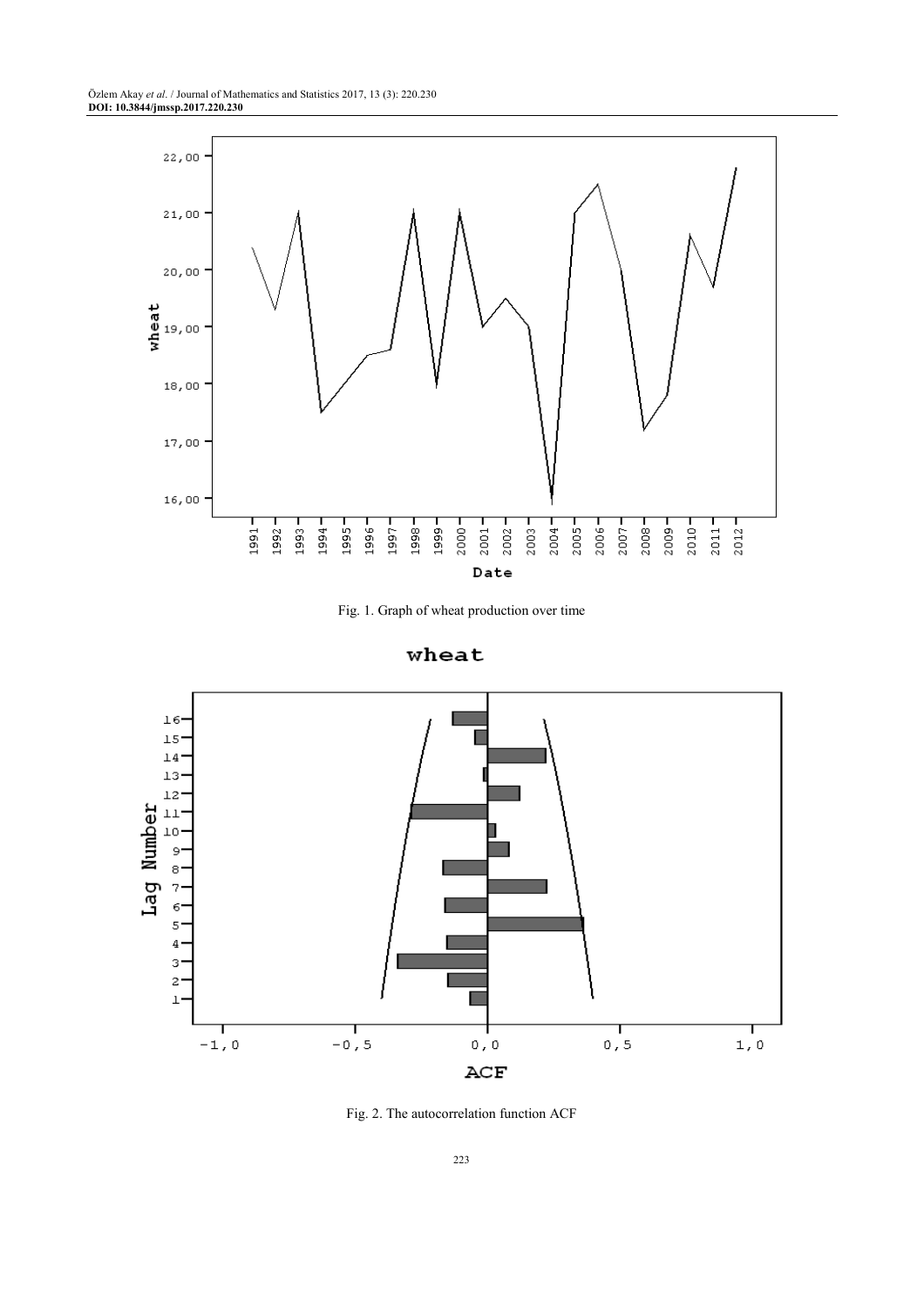Fig. 1. Graph of wheat production over time

Fig. 2. The autocorrelation function ACF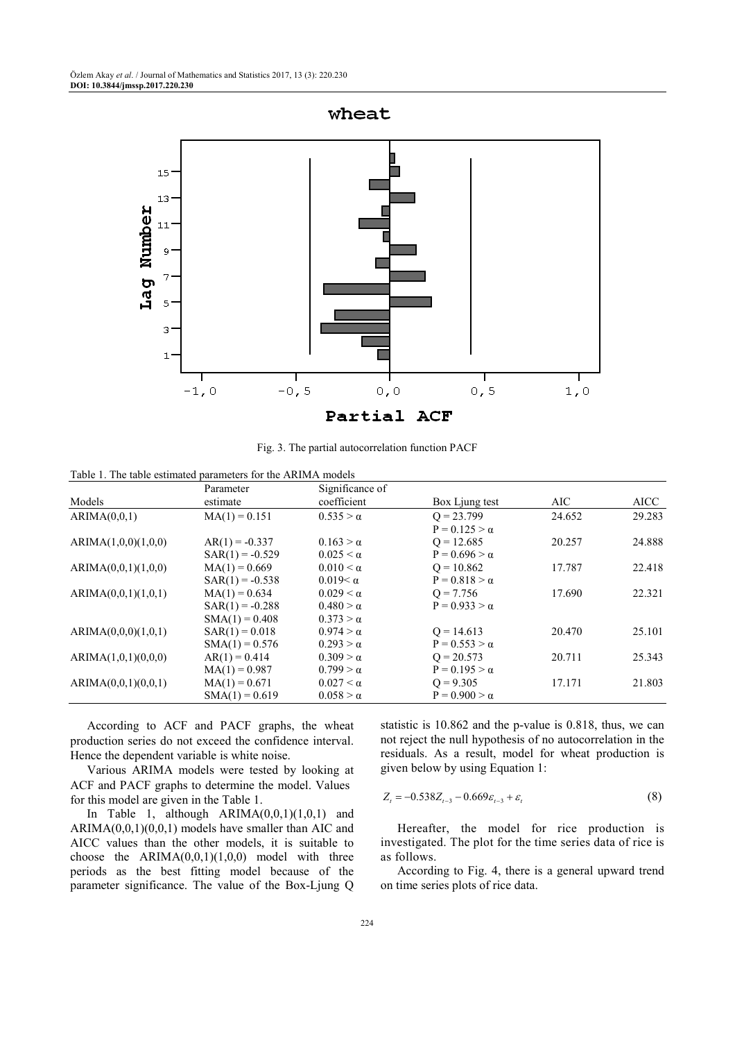Fig. 3. The partial autocorrelation function PACF

Table 1. The table estimated parameters for the ARIMA models

| Models | Parameter estimate | Significance of coefficient | Box Ljung test | AIC | AICC |
|---|---|---|---|---|---|
| ARIMA(0,0,1) | MA(1) = 0.151 | 0.535 > α | Q = 23.799 | 24.652 | 29.283 |
| | | | P = 0.125 > α | | |
| ARIMA(1,0,0)(1,0,0) | AR(1) = -0.337 | 0.163 > α | Q = 12.685 | 20.257 | 24.888 |
| | SAR(1) = -0.529 | 0.025 < α | P = 0.696 > α | | |
| ARIMA(0,0,1)(1,0,0) | MA(1) = 0.669 | 0.010 < α | Q = 10.862 | 17.787 | 22.418 |
| | SAR(1) = -0.538 | 0.019< α | P = 0.818 > α | | |
| ARIMA(0,0,1)(1,0,1) | MA(1) = 0.634 | 0.029 < α | Q = 7.756 | 17.690 | 22.321 |
| | SAR(1) = -0.288 | 0.480 > α | P = 0.933 > α | | |
| | SMA(1) = 0.408 | 0.373 > α | | | |
| ARIMA(0,0,0)(1,0,1) | SAR(1) = 0.018 | 0.974 > α | Q = 14.613 | 20.470 | 25.101 |
| | SMA(1) = 0.576 | 0.293 > α | P = 0.553 > α | | |
| ARIMA(1,0,1)(0,0,0) | AR(1) = 0.414 | 0.309 > α | Q = 20.573 | 20.711 | 25.343 |
| | MA(1) = 0.987 | 0.799 > α | P = 0.195 > α | | |
| ARIMA(0,0,1)(0,0,1) | MA(1) = 0.671 | 0.027 < α | Q = 9.305 | 17.171 | 21.803 |
| | SMA(1) = 0.619 | 0.058 > α | P = 0.900 > α | | |

According to ACF and PACF graphs, the wheat production series do not exceed the confidence interval. Hence the dependent variable is white noise.

Various ARIMA models were tested by looking at ACF and PACF graphs to determine the model. Values for this model are given in the Table 1.

In Table 1, although ARIMA(0,0,1)(1,0,1) and ARIMA(0,0,1)(0,0,1) models have smaller than AIC and AICC values than the other models, it is suitable to choose the ARIMA(0,0,1)(1,0,0) model with three periods as the best fitting model because of the parameter significance. The value of the Box-Ljung Q statistic is 10.862 and the p-value is 0.818, thus, we can not reject the null hypothesis of no autocorrelation in the residuals. As a result, model for wheat production is given below by using Equation 1:

$$Z_t = -0.538Z_{t-3} - 0.669\varepsilon_{t-3} + \varepsilon_t \tag{8}$$

Hereafter, the model for rice production is investigated. The plot for the time series data of rice is as follows.

According to Fig. 4, there is a general upward trend on time series plots of rice data.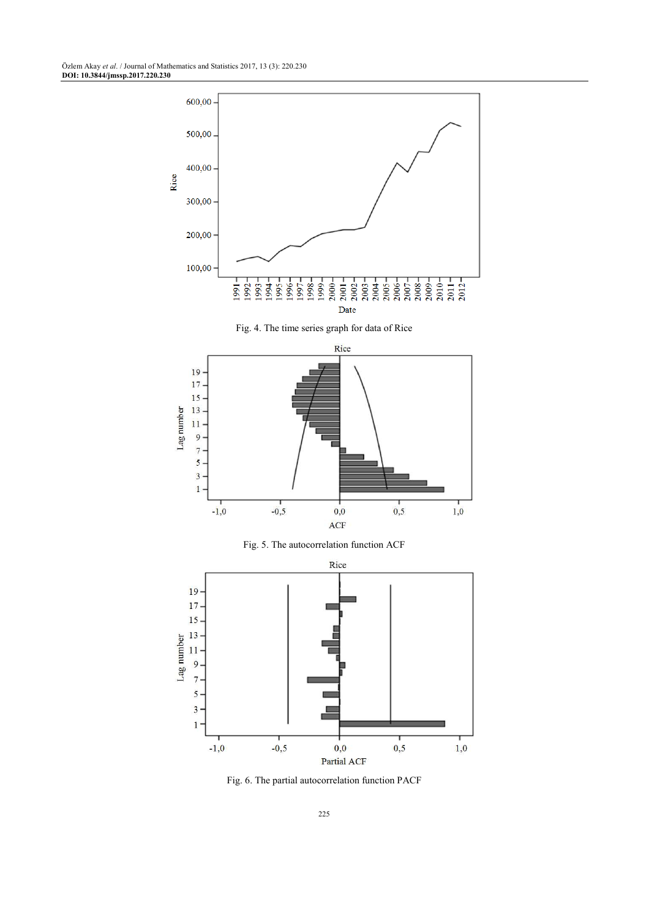Fig. 4. The time series graph for data of Rice

Fig. 5. The autocorrelation function ACF

Fig. 6. The partial autocorrelation function PACF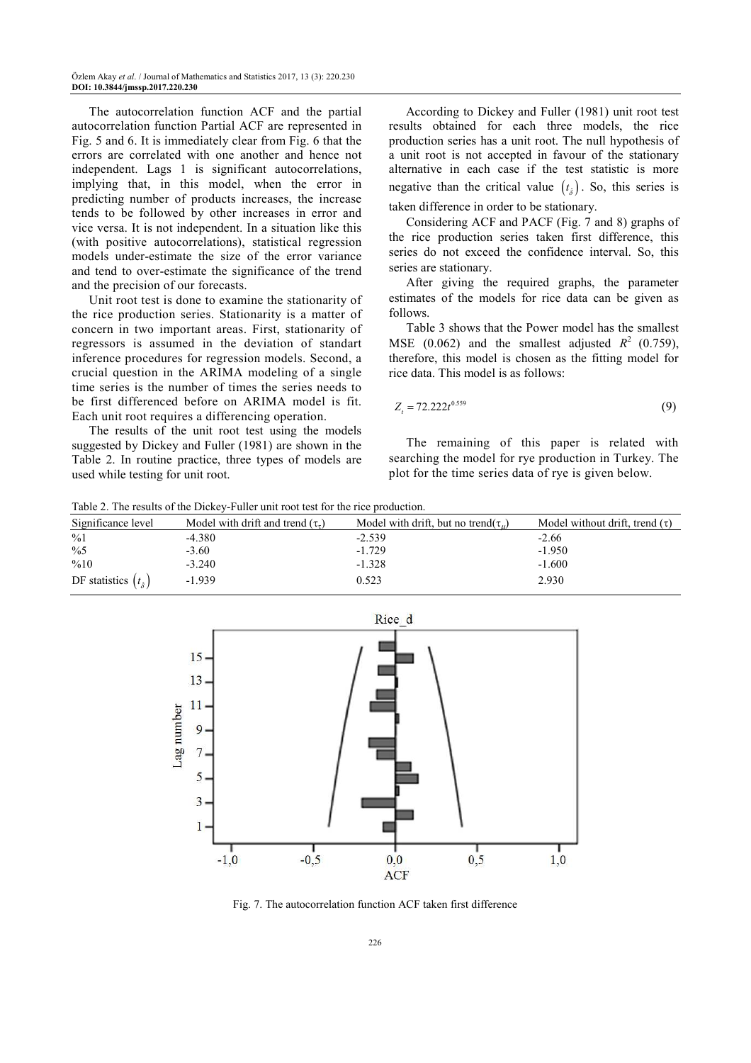The autocorrelation function ACF and the partial autocorrelation function Partial ACF are represented in Fig. 5 and 6. It is immediately clear from Fig. 6 that the errors are correlated with one another and hence not independent. Lags 1 is significant autocorrelations, implying that, in this model, when the error in predicting number of products increases, the increase tends to be followed by other increases in error and vice versa. It is not independent. In a situation like this (with positive autocorrelations), statistical regression models under-estimate the size of the error variance and tend to over-estimate the significance of the trend and the precision of our forecasts.

Unit root test is done to examine the stationarity of the rice production series. Stationarity is a matter of concern in two important areas. First, stationarity of regressors is assumed in the deviation of standart inference procedures for regression models. Second, a crucial question in the ARIMA modeling of a single time series is the number of times the series needs to be first differenced before on ARIMA model is fit. Each unit root requires a differencing operation.

The results of the unit root test using the models suggested by Dickey and Fuller (1981) are shown in the Table 2. In routine practice, three types of models are used while testing for unit root.

According to Dickey and Fuller (1981) unit root test results obtained for each three models, the rice production series has a unit root. The null hypothesis of a unit root is not accepted in favour of the stationary alternative in each case if the test statistic is more negative than the critical value $(t_\delta)$. So, this series is taken difference in order to be stationary.

Considering ACF and PACF (Fig. 7 and 8) graphs of the rice production series taken first difference, this series do not exceed the confidence interval. So, this series are stationary.

After giving the required graphs, the parameter estimates of the models for rice data can be given as follows.

Table 3 shows that the Power model has the smallest MSE (0.062) and the smallest adjusted $R^2$ (0.759), therefore, this model is chosen as the fitting model for rice data. This model is as follows:

$$Z_t = 72.222t^{0.559} \tag{9}$$

The remaining of this paper is related with searching the model for rye production in Turkey. The plot for the time series data of rye is given below.

Table 2. The results of the Dickey-Fuller unit root test for the rice production.

| Significance level | Model with drift and trend $(\tau_\tau)$ | Model with drift, but no trend$(\tau_\mu)$ | Model without drift, trend $(\tau)$ |
|---|---|---|---|
| %1 | -4.380 | -2.539 | -2.66 |
| %5 | -3.60 | -1.729 | -1.950 |
| %10 | -3.240 | -1.328 | -1.600 |
| DF statistics $(t_\delta)$ | -1.939 | 0.523 | 2.930 |

Fig. 7. The autocorrelation function ACF taken first difference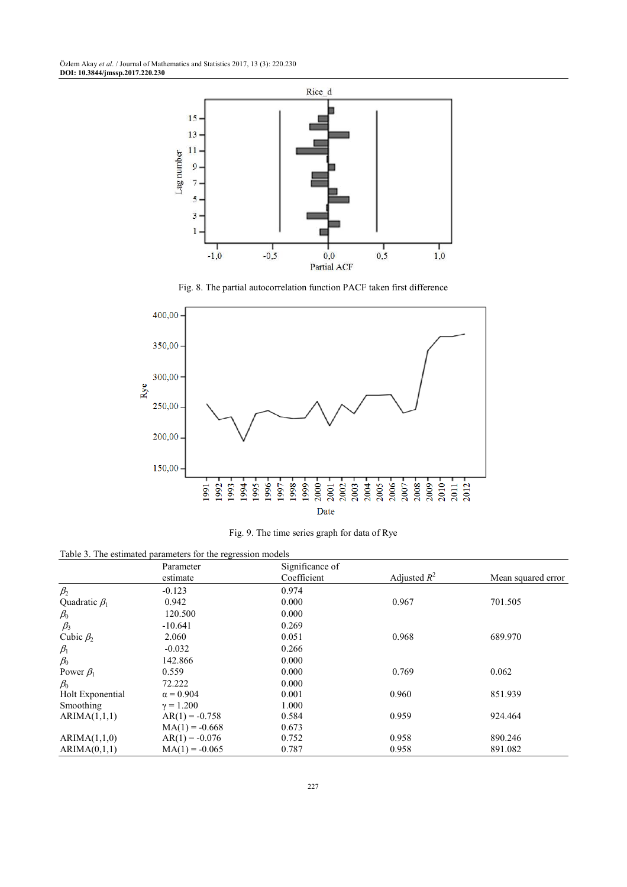Fig. 8. The partial autocorrelation function PACF taken first difference

Fig. 9. The time series graph for data of Rye

Table 3. The estimated parameters for the regression models

| | Parameter estimate | Significance of Coefficient | Adjusted $R^2$ | Mean squared error |
|---|---|---|---|---|
| $\beta_2$ | -0.123 | 0.974 | | |
| Quadratic $\beta_1$ | 0.942 | 0.000 | 0.967 | 701.505 |
| $\beta_0$ | 120.500 | 0.000 | | |
| $\beta_3$ | -10.641 | 0.269 | | |
| Cubic $\beta_2$ | 2.060 | 0.051 | 0.968 | 689.970 |
| $\beta_1$ | -0.032 | 0.266 | | |
| $\beta_0$ | 142.866 | 0.000 | | |
| Power $\beta_1$ | 0.559 | 0.000 | 0.769 | 0.062 |
| $\beta_0$ | 72.222 | 0.000 | | |
| Holt Exponential | α = 0.904 | 0.001 | 0.960 | 851.939 |
| Smoothing | γ = 1.200 | 1.000 | | |
| ARIMA(1,1,1) | AR(1) = -0.758 | 0.584 | 0.959 | 924.464 |
| | MA(1) = -0.668 | 0.673 | | |
| ARIMA(1,1,0) | AR(1) = -0.076 | 0.752 | 0.958 | 890.246 |
| ARIMA(0,1,1) | MA(1) = -0.065 | 0.787 | 0.958 | 891.082 |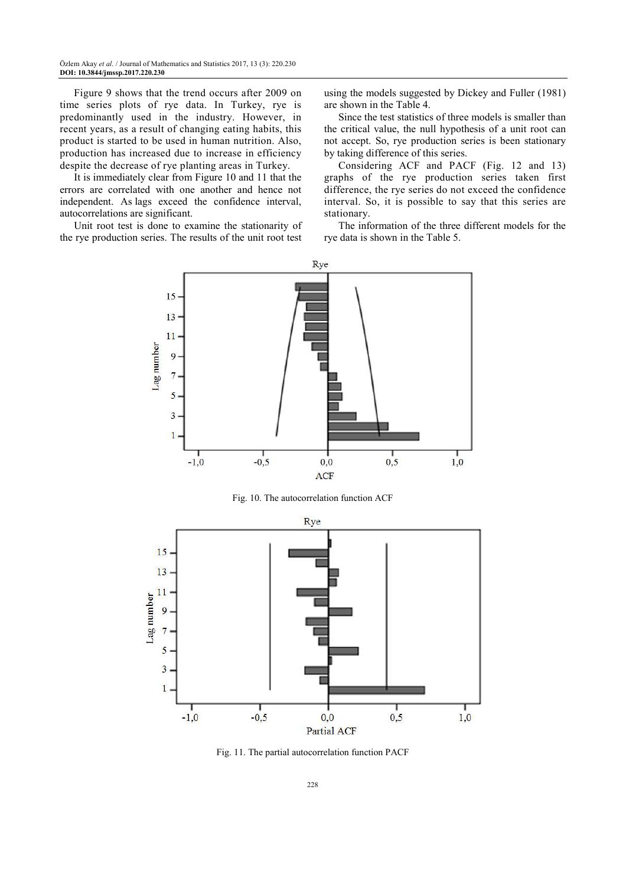Figure 9 shows that the trend occurs after 2009 on time series plots of rye data. In Turkey, rye is predominantly used in the industry. However, in recent years, as a result of changing eating habits, this product is started to be used in human nutrition. Also, production has increased due to increase in efficiency despite the decrease of rye planting areas in Turkey.

It is immediately clear from Figure 10 and 11 that the errors are correlated with one another and hence not independent. As lags exceed the confidence interval, autocorrelations are significant.

Unit root test is done to examine the stationarity of the rye production series. The results of the unit root test using the models suggested by Dickey and Fuller (1981) are shown in the Table 4.

Since the test statistics of three models is smaller than the critical value, the null hypothesis of a unit root can not accept. So, rye production series is been stationary by taking difference of this series.

Considering ACF and PACF (Fig. 12 and 13) graphs of the rye production series taken first difference, the rye series do not exceed the confidence interval. So, it is possible to say that this series are stationary.

The information of the three different models for the rye data is shown in the Table 5.

Fig. 10. The autocorrelation function ACF

Fig. 11. The partial autocorrelation function PACF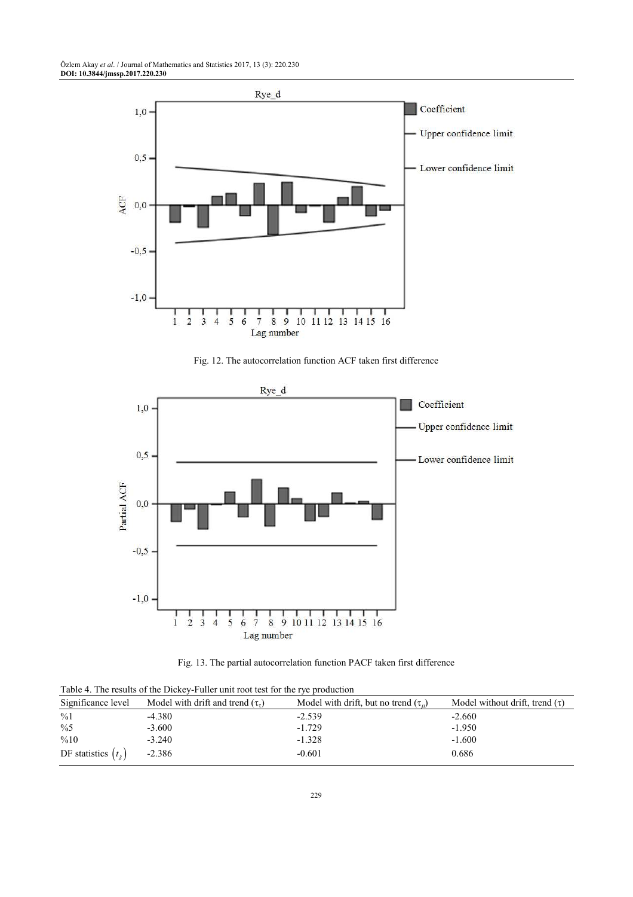Fig. 12. The autocorrelation function ACF taken first difference

Fig. 13. The partial autocorrelation function PACF taken first difference

Table 4. The results of the Dickey-Fuller unit root test for the rye production

| Significance level | Model with drift and trend ($\tau_\tau$) | Model with drift, but no trend ($\tau_\mu$) | Model without drift, trend ($\tau$) |
|---|---|---|---|
| %1 | -4.380 | -2.539 | -2.660 |
| %5 | -3.600 | -1.729 | -1.950 |
| %10 | -3.240 | -1.328 | -1.600 |
| DF statistics $(t_\delta)$ | -2.386 | -0.601 | 0.686 |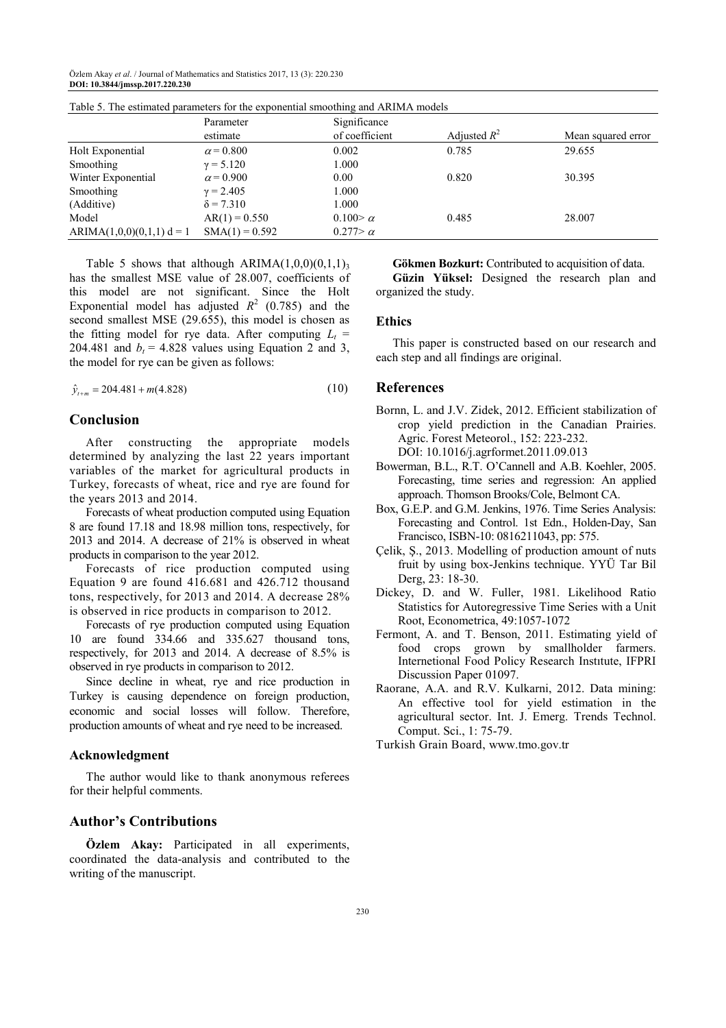Table 5. The estimated parameters for the exponential smoothing and ARIMA models

| | Parameter estimate | Significance of coefficient | Adjusted $R^2$ | Mean squared error |
|---|---|---|---|---|
| Holt Exponential | $\alpha = 0.800$ | 0.002 | 0.785 | 29.655 |
| Smoothing | $\gamma = 5.120$ | 1.000 | | |
| Winter Exponential | $\alpha = 0.900$ | 0.00 | 0.820 | 30.395 |
| Smoothing | $\gamma = 2.405$ | 1.000 | | |
| (Additive) | $\delta = 7.310$ | 1.000 | | |
| Model | AR(1) = 0.550 | $0.100 > \alpha$ | 0.485 | 28.007 |
| ARIMA(1,0,0)(0,1,1) d = 1 | SMA(1) = 0.592 | $0.277 > \alpha$ | | |

Table 5 shows that although ARIMA$(1,0,0)(0,1,1)_3$ has the smallest MSE value of 28.007, coefficients of this model are not significant. Since the Holt Exponential model has adjusted $R^2$ (0.785) and the second smallest MSE (29.655), this model is chosen as the fitting model for rye data. After computing $L_t$ = 204.481 and $b_t$ = 4.828 values using Equation 2 and 3, the model for rye can be given as follows:

$$\hat{y}_{t+m} = 204.481 + m(4.828) \tag{10}$$

## Conclusion

After constructing the appropriate models determined by analyzing the last 22 years important variables of the market for agricultural products in Turkey, forecasts of wheat, rice and rye are found for the years 2013 and 2014.

Forecasts of wheat production computed using Equation 8 are found 17.18 and 18.98 million tons, respectively, for 2013 and 2014. A decrease of 21% is observed in wheat products in comparison to the year 2012.

Forecasts of rice production computed using Equation 9 are found 416.681 and 426.712 thousand tons, respectively, for 2013 and 2014. A decrease 28% is observed in rice products in comparison to 2012.

Forecasts of rye production computed using Equation 10 are found 334.66 and 335.627 thousand tons, respectively, for 2013 and 2014. A decrease of 8.5% is observed in rye products in comparison to 2012.

Since decline in wheat, rye and rice production in Turkey is causing dependence on foreign production, economic and social losses will follow. Therefore, production amounts of wheat and rye need to be increased.

### Acknowledgment

The author would like to thank anonymous referees for their helpful comments.

## Author's Contributions

**Özlem Akay:** Participated in all experiments, coordinated the data-analysis and contributed to the writing of the manuscript.

**Gökmen Bozkurt:** Contributed to acquisition of data.

**Güzin Yüksel:** Designed the research plan and organized the study.

### Ethics

This paper is constructed based on our research and each step and all findings are original.

## References

Bornn, L. and J.V. Zidek, 2012. Efficient stabilization of crop yield prediction in the Canadian Prairies. Agric. Forest Meteorol., 152: 223-232. DOI: 10.1016/j.agrformet.2011.09.013

Bowerman, B.L., R.T. O'Cannell and A.B. Koehler, 2005. Forecasting, time series and regression: An applied approach. Thomson Brooks/Cole, Belmont CA.

Box, G.E.P. and G.M. Jenkins, 1976. Time Series Analysis: Forecasting and Control. 1st Edn., Holden-Day, San Francisco, ISBN-10: 0816211043, pp: 575.

Çelik, Ş., 2013. Modelling of production amount of nuts fruit by using box-Jenkins technique. YYÜ Tar Bil Derg, 23: 18-30.

Dickey, D. and W. Fuller, 1981. Likelihood Ratio Statistics for Autoregressive Time Series with a Unit Root, Econometrica, 49:1057-1072

Fermont, A. and T. Benson, 2011. Estimating yield of food crops grown by smallholder farmers. Internetional Food Policy Research Instıtute, IFPRI Discussion Paper 01097.

Raorane, A.A. and R.V. Kulkarni, 2012. Data mining: An effective tool for yield estimation in the agricultural sector. Int. J. Emerg. Trends Technol. Comput. Sci., 1: 75-79.

Turkish Grain Board, www.tmo.gov.tr